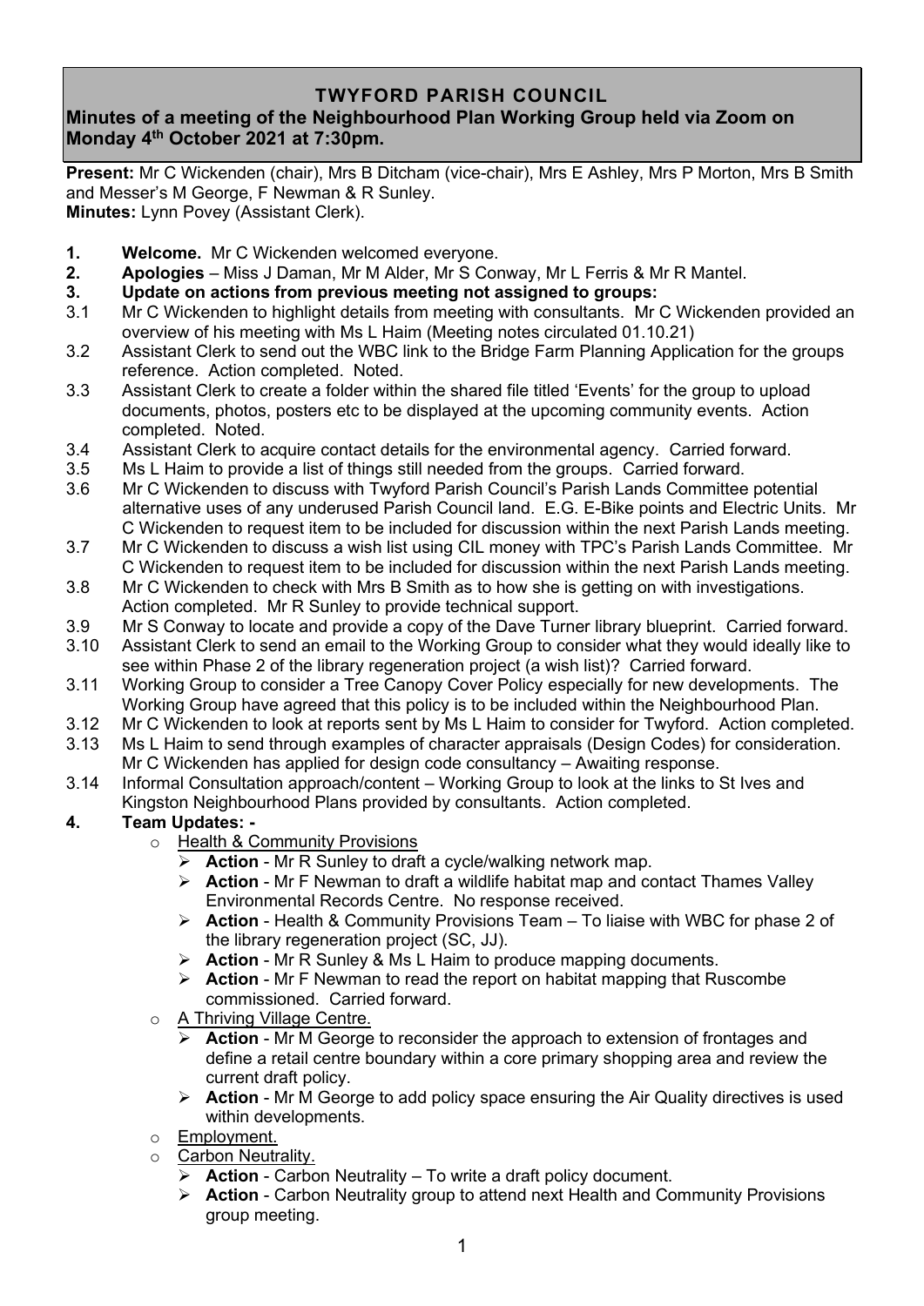**TWYFORD PARISH COUNCIL**

**Minutes of a meeting of the Neighbourhood Plan Working Group held via Zoom on Monday 4th October 2021 at 7:30pm.**

**Present:** Mr C Wickenden (chair), Mrs B Ditcham (vice-chair), Mrs E Ashley, Mrs P Morton, Mrs B Smith and Messer's M George, F Newman & R Sunley.
**Minutes:** Lynn Povey (Assistant Clerk).

**1. Welcome.** Mr C Wickenden welcomed everyone.

**2. Apologies** – Miss J Daman, Mr M Alder, Mr S Conway, Mr L Ferris & Mr R Mantel.

**3. Update on actions from previous meeting not assigned to groups:**

3.1 Mr C Wickenden to highlight details from meeting with consultants. Mr C Wickenden provided an overview of his meeting with Ms L Haim (Meeting notes circulated 01.10.21)

3.2 Assistant Clerk to send out the WBC link to the Bridge Farm Planning Application for the groups reference. Action completed. Noted.

3.3 Assistant Clerk to create a folder within the shared file titled 'Events' for the group to upload documents, photos, posters etc to be displayed at the upcoming community events. Action completed. Noted.

3.4 Assistant Clerk to acquire contact details for the environmental agency. Carried forward.

3.5 Ms L Haim to provide a list of things still needed from the groups. Carried forward.

3.6 Mr C Wickenden to discuss with Twyford Parish Council's Parish Lands Committee potential alternative uses of any underused Parish Council land. E.G. E-Bike points and Electric Units. Mr C Wickenden to request item to be included for discussion within the next Parish Lands meeting.

3.7 Mr C Wickenden to discuss a wish list using CIL money with TPC's Parish Lands Committee. Mr C Wickenden to request item to be included for discussion within the next Parish Lands meeting.

3.8 Mr C Wickenden to check with Mrs B Smith as to how she is getting on with investigations. Action completed. Mr R Sunley to provide technical support.

3.9 Mr S Conway to locate and provide a copy of the Dave Turner library blueprint. Carried forward.

3.10 Assistant Clerk to send an email to the Working Group to consider what they would ideally like to see within Phase 2 of the library regeneration project (a wish list)? Carried forward.

3.11 Working Group to consider a Tree Canopy Cover Policy especially for new developments. The Working Group have agreed that this policy is to be included within the Neighbourhood Plan.

3.12 Mr C Wickenden to look at reports sent by Ms L Haim to consider for Twyford. Action completed.

3.13 Ms L Haim to send through examples of character appraisals (Design Codes) for consideration. Mr C Wickenden has applied for design code consultancy – Awaiting response.

3.14 Informal Consultation approach/content – Working Group to look at the links to St Ives and Kingston Neighbourhood Plans provided by consultants. Action completed.

**4. Team Updates: -**

- Health & Community Provisions
  - **Action** - Mr R Sunley to draft a cycle/walking network map.
  - **Action** - Mr F Newman to draft a wildlife habitat map and contact Thames Valley Environmental Records Centre. No response received.
  - **Action** - Health & Community Provisions Team – To liaise with WBC for phase 2 of the library regeneration project (SC, JJ).
  - **Action** - Mr R Sunley & Ms L Haim to produce mapping documents.
  - **Action** - Mr F Newman to read the report on habitat mapping that Ruscombe commissioned. Carried forward.
- A Thriving Village Centre.
  - **Action** - Mr M George to reconsider the approach to extension of frontages and define a retail centre boundary within a core primary shopping area and review the current draft policy.
  - **Action** - Mr M George to add policy space ensuring the Air Quality directives is used within developments.
- Employment.
- Carbon Neutrality.
  - **Action** - Carbon Neutrality – To write a draft policy document.
  - **Action** - Carbon Neutrality group to attend next Health and Community Provisions group meeting.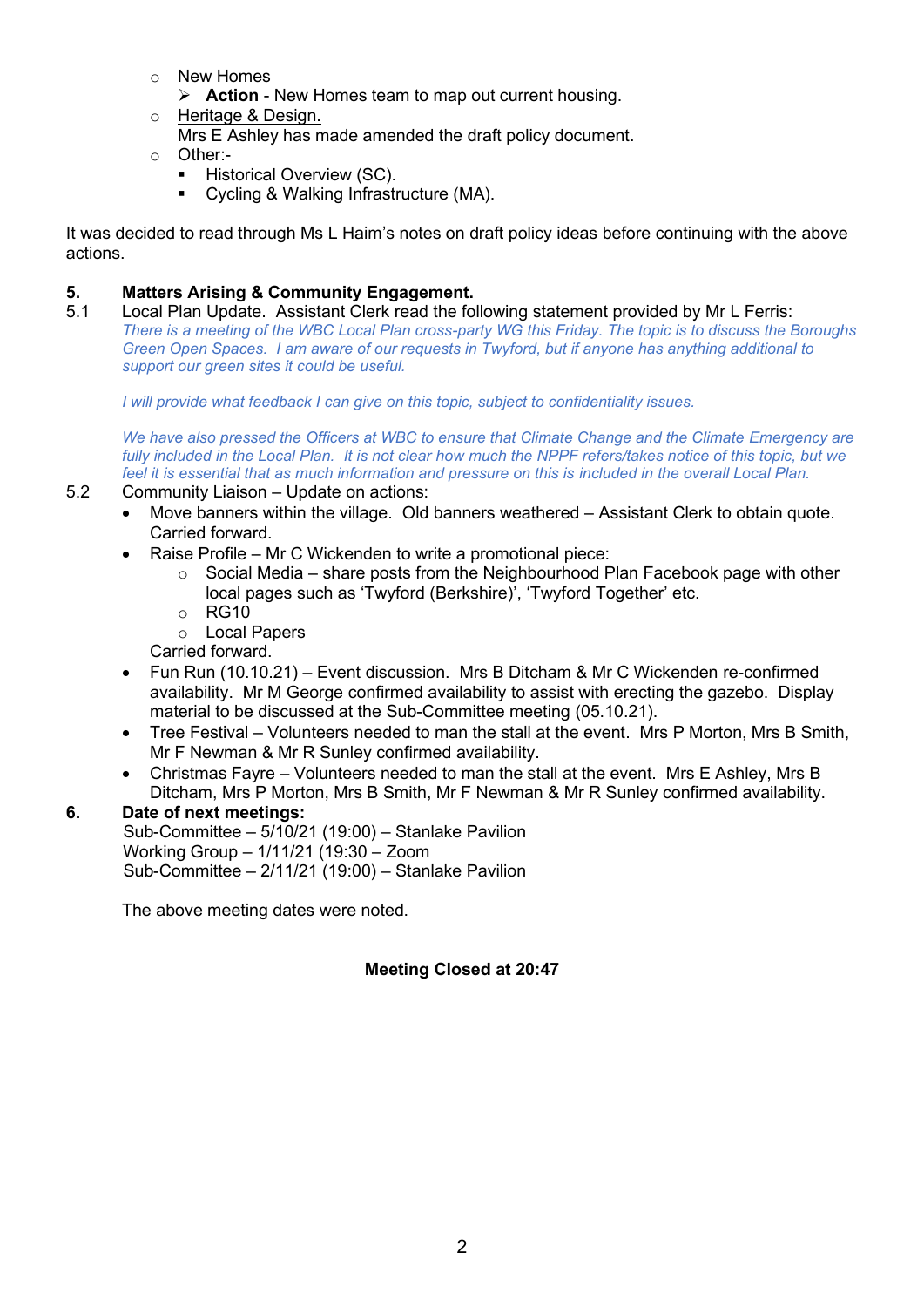- <u>New Homes</u>
  - **Action** - New Homes team to map out current housing.
- <u>Heritage & Design.</u>

  Mrs E Ashley has made amended the draft policy document.
- Other:-
  - Historical Overview (SC).
  - Cycling & Walking Infrastructure (MA).

It was decided to read through Ms L Haim's notes on draft policy ideas before continuing with the above actions.

**5. Matters Arising & Community Engagement.**

5.1 Local Plan Update. Assistant Clerk read the following statement provided by Mr L Ferris:

*There is a meeting of the WBC Local Plan cross-party WG this Friday. The topic is to discuss the Boroughs Green Open Spaces. I am aware of our requests in Twyford, but if anyone has anything additional to support our green sites it could be useful.*

*I will provide what feedback I can give on this topic, subject to confidentiality issues.*

*We have also pressed the Officers at WBC to ensure that Climate Change and the Climate Emergency are fully included in the Local Plan. It is not clear how much the NPPF refers/takes notice of this topic, but we feel it is essential that as much information and pressure on this is included in the overall Local Plan.*

5.2 Community Liaison – Update on actions:

- Move banners within the village. Old banners weathered – Assistant Clerk to obtain quote. Carried forward.
- Raise Profile – Mr C Wickenden to write a promotional piece:
  - Social Media – share posts from the Neighbourhood Plan Facebook page with other local pages such as 'Twyford (Berkshire)', 'Twyford Together' etc.
  - RG10
  - Local Papers

  Carried forward.
- Fun Run (10.10.21) – Event discussion. Mrs B Ditcham & Mr C Wickenden re-confirmed availability. Mr M George confirmed availability to assist with erecting the gazebo. Display material to be discussed at the Sub-Committee meeting (05.10.21).
- Tree Festival – Volunteers needed to man the stall at the event. Mrs P Morton, Mrs B Smith, Mr F Newman & Mr R Sunley confirmed availability.
- Christmas Fayre – Volunteers needed to man the stall at the event. Mrs E Ashley, Mrs B Ditcham, Mrs P Morton, Mrs B Smith, Mr F Newman & Mr R Sunley confirmed availability.

**6. Date of next meetings:**

Sub-Committee – 5/10/21 (19:00) – Stanlake Pavilion
Working Group – 1/11/21 (19:30 – Zoom
Sub-Committee – 2/11/21 (19:00) – Stanlake Pavilion

The above meeting dates were noted.

**Meeting Closed at 20:47**